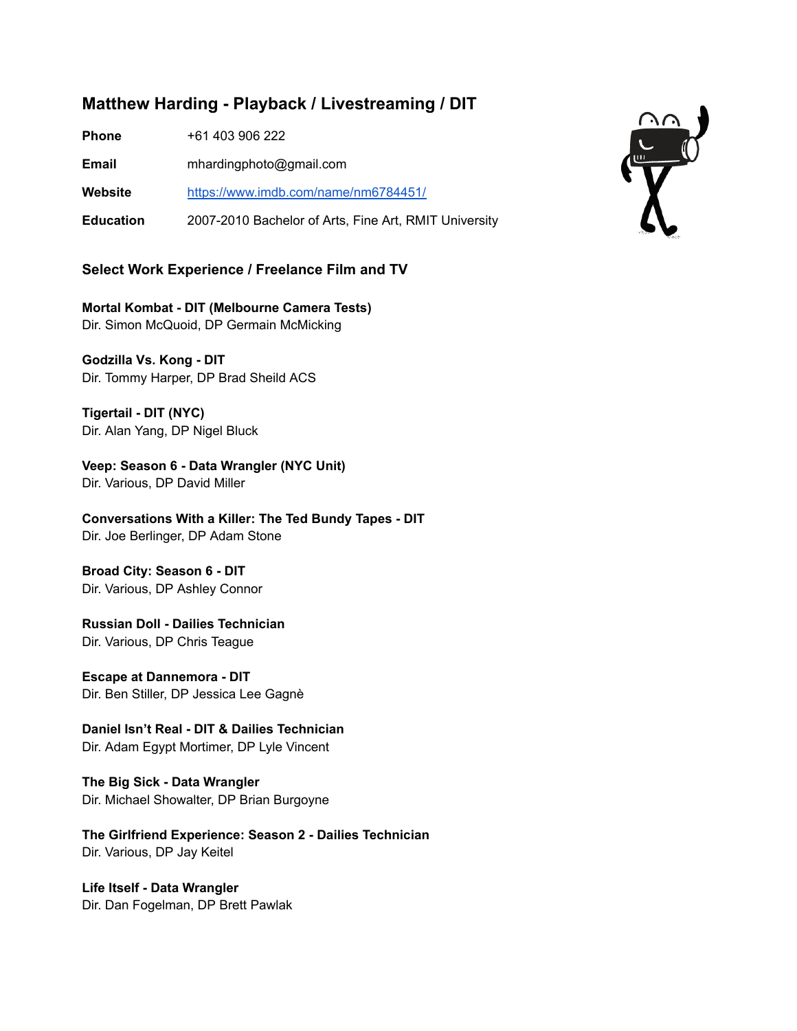# Matthew Harding - Playback / Livestreaming / DIT

**Phone** +61 403 906 222

**Email** mhardingphoto@gmail.com

**Website** [https://www.imdb.com/name/nm6784451/](https://www.imdb.com/name/nm6784451/)

**Education** 2007-2010 Bachelor of Arts, Fine Art, RMIT University

## Select Work Experience / Freelance Film and TV

**Mortal Kombat - DIT (Melbourne Camera Tests)**
Dir. Simon McQuoid, DP Germain McMicking

**Godzilla Vs. Kong - DIT**
Dir. Tommy Harper, DP Brad Sheild ACS

**Tigertail - DIT (NYC)**
Dir. Alan Yang, DP Nigel Bluck

**Veep: Season 6 - Data Wrangler (NYC Unit)**
Dir. Various, DP David Miller

**Conversations With a Killer: The Ted Bundy Tapes - DIT**
Dir. Joe Berlinger, DP Adam Stone

**Broad City: Season 6 - DIT**
Dir. Various, DP Ashley Connor

**Russian Doll - Dailies Technician**
Dir. Various, DP Chris Teague

**Escape at Dannemora - DIT**
Dir. Ben Stiller, DP Jessica Lee Gagnè

**Daniel Isn't Real - DIT & Dailies Technician**
Dir. Adam Egypt Mortimer, DP Lyle Vincent

**The Big Sick - Data Wrangler**
Dir. Michael Showalter, DP Brian Burgoyne

**The Girlfriend Experience: Season 2 - Dailies Technician**
Dir. Various, DP Jay Keitel

**Life Itself - Data Wrangler**
Dir. Dan Fogelman, DP Brett Pawlak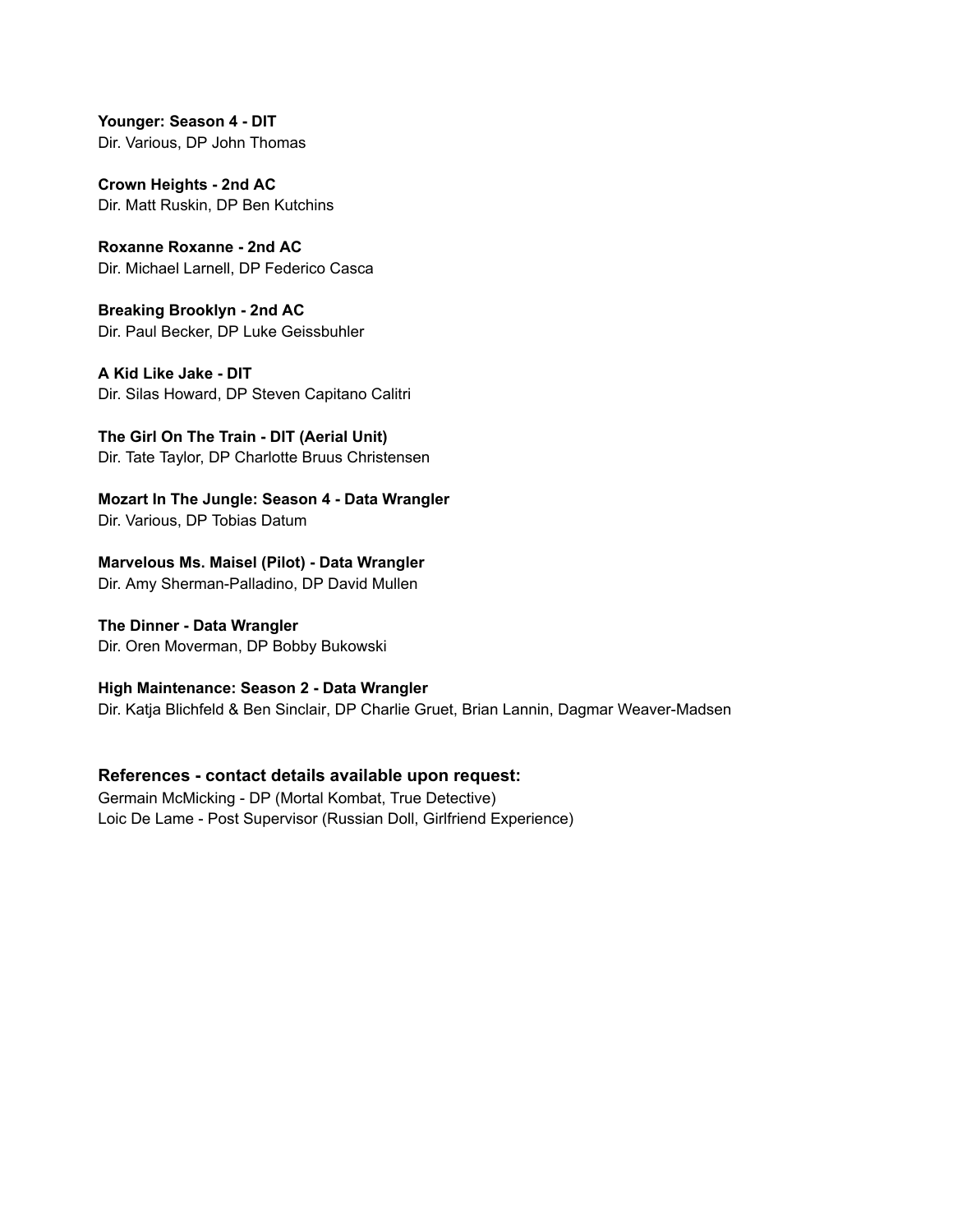**Younger: Season 4 - DIT**
Dir. Various, DP John Thomas

**Crown Heights - 2nd AC**
Dir. Matt Ruskin, DP Ben Kutchins

**Roxanne Roxanne - 2nd AC**
Dir. Michael Larnell, DP Federico Casca

**Breaking Brooklyn - 2nd AC**
Dir. Paul Becker, DP Luke Geissbuhler

**A Kid Like Jake - DIT**
Dir. Silas Howard, DP Steven Capitano Calitri

**The Girl On The Train - DIT (Aerial Unit)**
Dir. Tate Taylor, DP Charlotte Bruus Christensen

**Mozart In The Jungle: Season 4 - Data Wrangler**
Dir. Various, DP Tobias Datum

**Marvelous Ms. Maisel (Pilot) - Data Wrangler**
Dir. Amy Sherman-Palladino, DP David Mullen

**The Dinner - Data Wrangler**
Dir. Oren Moverman, DP Bobby Bukowski

**High Maintenance: Season 2 - Data Wrangler**
Dir. Katja Blichfeld & Ben Sinclair, DP Charlie Gruet, Brian Lannin, Dagmar Weaver-Madsen

**References - contact details available upon request:**
Germain McMicking - DP (Mortal Kombat, True Detective)
Loic De Lame - Post Supervisor (Russian Doll, Girlfriend Experience)